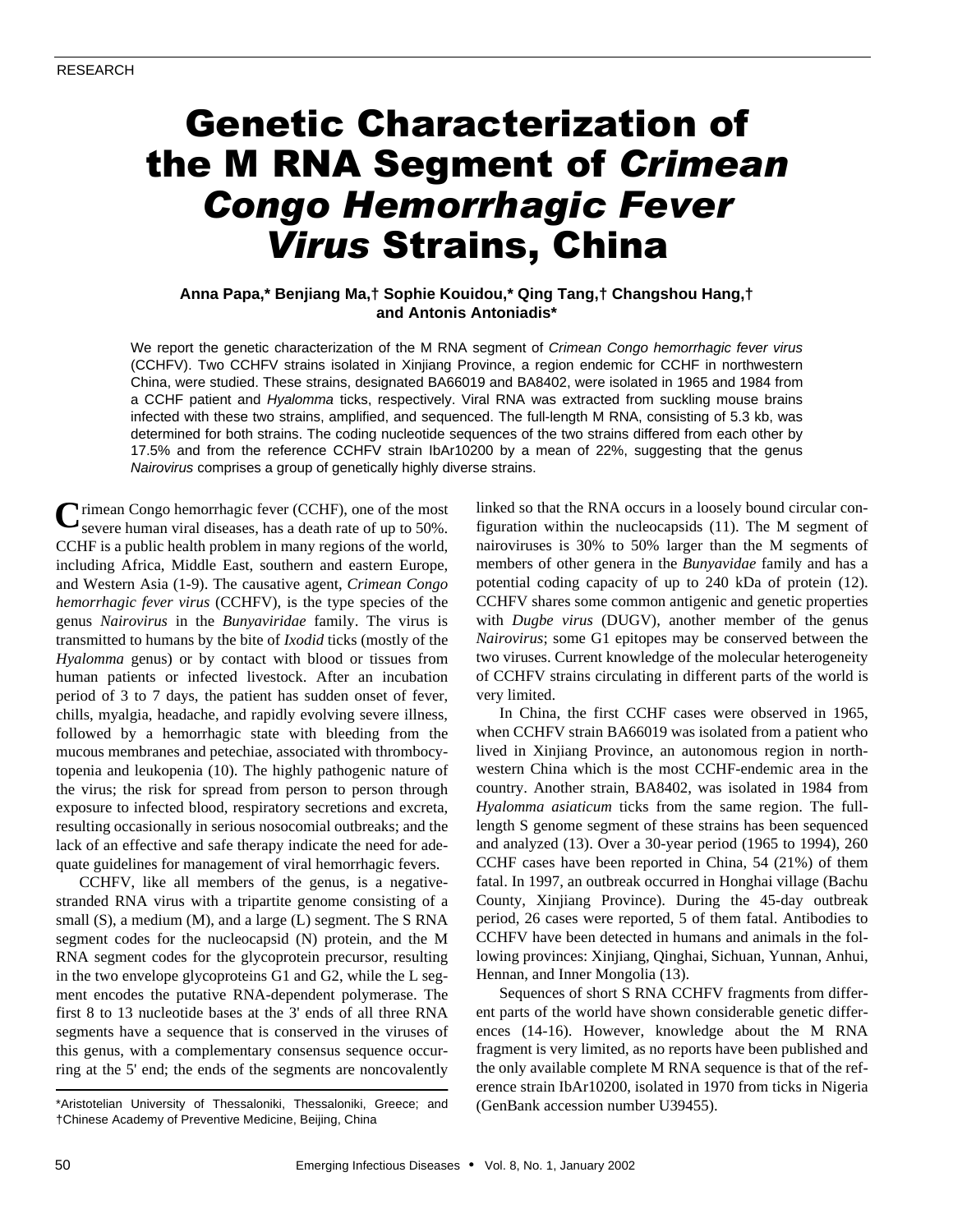RESEARCH

# Genetic Characterization of the M RNA Segment of *Crimean Congo Hemorrhagic Fever Virus* Strains, China

**Anna Papa,* Benjiang Ma,† Sophie Kouidou,* Qing Tang,† Changshou Hang,† and Antonis Antoniadis***

We report the genetic characterization of the M RNA segment of *Crimean Congo hemorrhagic fever virus* (CCHFV). Two CCHFV strains isolated in Xinjiang Province, a region endemic for CCHF in northwestern China, were studied. These strains, designated BA66019 and BA8402, were isolated in 1965 and 1984 from a CCHF patient and *Hyalomma* ticks, respectively. Viral RNA was extracted from suckling mouse brains infected with these two strains, amplified, and sequenced. The full-length M RNA, consisting of 5.3 kb, was determined for both strains. The coding nucleotide sequences of the two strains differed from each other by 17.5% and from the reference CCHFV strain IbAr10200 by a mean of 22%, suggesting that the genus *Nairovirus* comprises a group of genetically highly diverse strains.

Crimean Congo hemorrhagic fever (CCHF), one of the most severe human viral diseases, has a death rate of up to 50%. CCHF is a public health problem in many regions of the world, including Africa, Middle East, southern and eastern Europe, and Western Asia (1-9). The causative agent, *Crimean Congo hemorrhagic fever virus* (CCHFV), is the type species of the genus *Nairovirus* in the *Bunyaviridae* family. The virus is transmitted to humans by the bite of *Ixodid* ticks (mostly of the *Hyalomma* genus) or by contact with blood or tissues from human patients or infected livestock. After an incubation period of 3 to 7 days, the patient has sudden onset of fever, chills, myalgia, headache, and rapidly evolving severe illness, followed by a hemorrhagic state with bleeding from the mucous membranes and petechiae, associated with thrombocytopenia and leukopenia (10). The highly pathogenic nature of the virus; the risk for spread from person to person through exposure to infected blood, respiratory secretions and excreta, resulting occasionally in serious nosocomial outbreaks; and the lack of an effective and safe therapy indicate the need for adequate guidelines for management of viral hemorrhagic fevers.

CCHFV, like all members of the genus, is a negative-stranded RNA virus with a tripartite genome consisting of a small (S), a medium (M), and a large (L) segment. The S RNA segment codes for the nucleocapsid (N) protein, and the M RNA segment codes for the glycoprotein precursor, resulting in the two envelope glycoproteins G1 and G2, while the L segment encodes the putative RNA-dependent polymerase. The first 8 to 13 nucleotide bases at the 3' ends of all three RNA segments have a sequence that is conserved in the viruses of this genus, with a complementary consensus sequence occurring at the 5' end; the ends of the segments are noncovalently linked so that the RNA occurs in a loosely bound circular configuration within the nucleocapsids (11). The M segment of nairoviruses is 30% to 50% larger than the M segments of members of other genera in the *Bunyavidae* family and has a potential coding capacity of up to 240 kDa of protein (12). CCHFV shares some common antigenic and genetic properties with *Dugbe virus* (DUGV), another member of the genus *Nairovirus*; some G1 epitopes may be conserved between the two viruses. Current knowledge of the molecular heterogeneity of CCHFV strains circulating in different parts of the world is very limited.

In China, the first CCHF cases were observed in 1965, when CCHFV strain BA66019 was isolated from a patient who lived in Xinjiang Province, an autonomous region in northwestern China which is the most CCHF-endemic area in the country. Another strain, BA8402, was isolated in 1984 from *Hyalomma asiaticum* ticks from the same region. The full-length S genome segment of these strains has been sequenced and analyzed (13). Over a 30-year period (1965 to 1994), 260 CCHF cases have been reported in China, 54 (21%) of them fatal. In 1997, an outbreak occurred in Honghai village (Bachu County, Xinjiang Province). During the 45-day outbreak period, 26 cases were reported, 5 of them fatal. Antibodies to CCHFV have been detected in humans and animals in the following provinces: Xinjiang, Qinghai, Sichuan, Yunnan, Anhui, Hennan, and Inner Mongolia (13).

Sequences of short S RNA CCHFV fragments from different parts of the world have shown considerable genetic differences (14-16). However, knowledge about the M RNA fragment is very limited, as no reports have been published and the only available complete M RNA sequence is that of the reference strain IbAr10200, isolated in 1970 from ticks in Nigeria (GenBank accession number U39455).

*Aristotelian University of Thessaloniki, Thessaloniki, Greece; and †Chinese Academy of Preventive Medicine, Beijing, China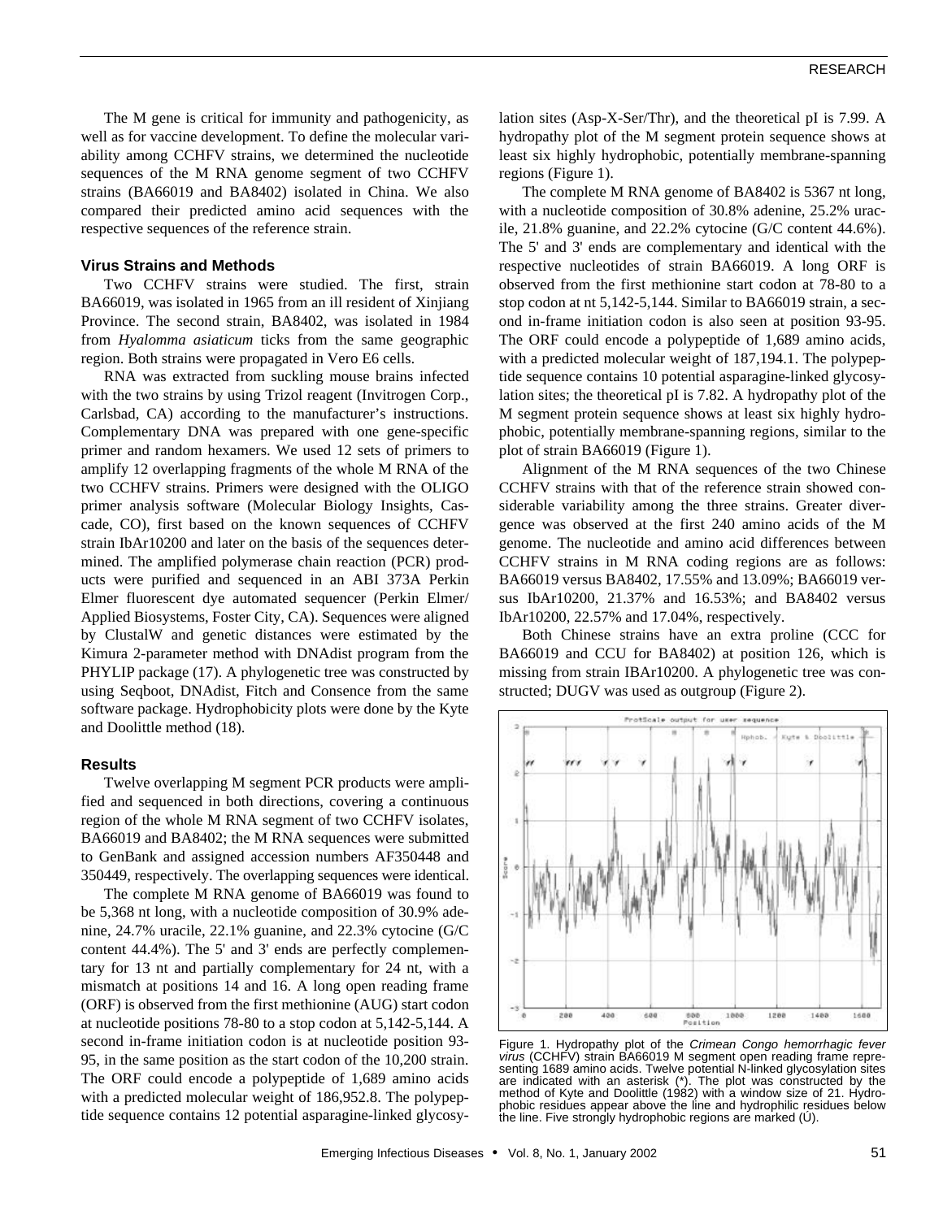The M gene is critical for immunity and pathogenicity, as well as for vaccine development. To define the molecular variability among CCHFV strains, we determined the nucleotide sequences of the M RNA genome segment of two CCHFV strains (BA66019 and BA8402) isolated in China. We also compared their predicted amino acid sequences with the respective sequences of the reference strain.

## Virus Strains and Methods

Two CCHFV strains were studied. The first, strain BA66019, was isolated in 1965 from an ill resident of Xinjiang Province. The second strain, BA8402, was isolated in 1984 from *Hyalomma asiaticum* ticks from the same geographic region. Both strains were propagated in Vero E6 cells.

RNA was extracted from suckling mouse brains infected with the two strains by using Trizol reagent (Invitrogen Corp., Carlsbad, CA) according to the manufacturer's instructions. Complementary DNA was prepared with one gene-specific primer and random hexamers. We used 12 sets of primers to amplify 12 overlapping fragments of the whole M RNA of the two CCHFV strains. Primers were designed with the OLIGO primer analysis software (Molecular Biology Insights, Cascade, CO), first based on the known sequences of CCHFV strain IbAr10200 and later on the basis of the sequences determined. The amplified polymerase chain reaction (PCR) products were purified and sequenced in an ABI 373A Perkin Elmer fluorescent dye automated sequencer (Perkin Elmer/ Applied Biosystems, Foster City, CA). Sequences were aligned by ClustalW and genetic distances were estimated by the Kimura 2-parameter method with DNAdist program from the PHYLIP package (17). A phylogenetic tree was constructed by using Seqboot, DNAdist, Fitch and Consence from the same software package. Hydrophobicity plots were done by the Kyte and Doolittle method (18).

## Results

Twelve overlapping M segment PCR products were amplified and sequenced in both directions, covering a continuous region of the whole M RNA segment of two CCHFV isolates, BA66019 and BA8402; the M RNA sequences were submitted to GenBank and assigned accession numbers AF350448 and 350449, respectively. The overlapping sequences were identical.

The complete M RNA genome of BA66019 was found to be 5,368 nt long, with a nucleotide composition of 30.9% adenine, 24.7% uracile, 22.1% guanine, and 22.3% cytocine (G/C content 44.4%). The 5' and 3' ends are perfectly complementary for 13 nt and partially complementary for 24 nt, with a mismatch at positions 14 and 16. A long open reading frame (ORF) is observed from the first methionine (AUG) start codon at nucleotide positions 78-80 to a stop codon at 5,142-5,144. A second in-frame initiation codon is at nucleotide position 93-95, in the same position as the start codon of the 10,200 strain. The ORF could encode a polypeptide of 1,689 amino acids with a predicted molecular weight of 186,952.8. The polypeptide sequence contains 12 potential asparagine-linked glycosylation sites (Asp-X-Ser/Thr), and the theoretical pI is 7.99. A hydropathy plot of the M segment protein sequence shows at least six highly hydrophobic, potentially membrane-spanning regions (Figure 1).

The complete M RNA genome of BA8402 is 5367 nt long, with a nucleotide composition of 30.8% adenine, 25.2% uracile, 21.8% guanine, and 22.2% cytocine (G/C content 44.6%). The 5' and 3' ends are complementary and identical with the respective nucleotides of strain BA66019. A long ORF is observed from the first methionine start codon at 78-80 to a stop codon at nt 5,142-5,144. Similar to BA66019 strain, a second in-frame initiation codon is also seen at position 93-95. The ORF could encode a polypeptide of 1,689 amino acids, with a predicted molecular weight of 187,194.1. The polypeptide sequence contains 10 potential asparagine-linked glycosylation sites; the theoretical pI is 7.82. A hydropathy plot of the M segment protein sequence shows at least six highly hydrophobic, potentially membrane-spanning regions, similar to the plot of strain BA66019 (Figure 1).

Alignment of the M RNA sequences of the two Chinese CCHFV strains with that of the reference strain showed considerable variability among the three strains. Greater divergence was observed at the first 240 amino acids of the M genome. The nucleotide and amino acid differences between CCHFV strains in M RNA coding regions are as follows: BA66019 versus BA8402, 17.55% and 13.09%; BA66019 versus IbAr10200, 21.37% and 16.53%; and BA8402 versus IbAr10200, 22.57% and 17.04%, respectively.

Both Chinese strains have an extra proline (CCC for BA66019 and CCU for BA8402) at position 126, which is missing from strain IBAr10200. A phylogenetic tree was constructed; DUGV was used as outgroup (Figure 2).

Figure 1. Hydropathy plot of the *Crimean Congo hemorrhagic fever virus* (CCHFV) strain BA66019 M segment open reading frame representing 1689 amino acids. Twelve potential N-linked glycosylation sites are indicated with an asterisk (*). The plot was constructed by the method of Kyte and Doolittle (1982) with a window size of 21. Hydrophobic residues appear above the line and hydrophilic residues below the line. Five strongly hydrophobic regions are marked (Ú).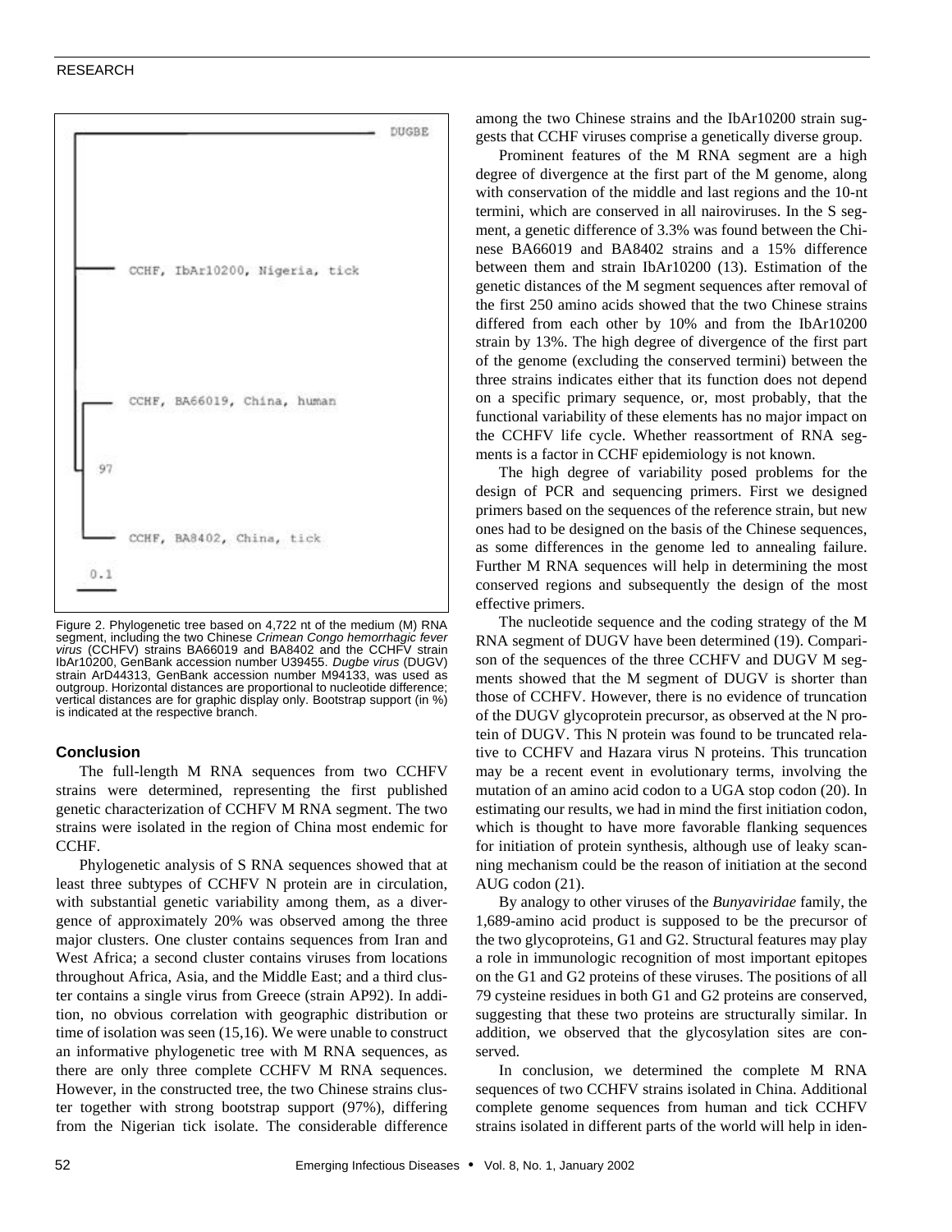DUGBE

CCHF, IbAr10200, Nigeria, tick

CCHF, BA66019, China, human

97

CCHF, BA8402, China, tick

0.1

Figure 2. Phylogenetic tree based on 4,722 nt of the medium (M) RNA segment, including the two Chinese *Crimean Congo hemorrhagic fever virus* (CCHFV) strains BA66019 and BA8402 and the CCHFV strain IbAr10200, GenBank accession number U39455. *Dugbe virus* (DUGV) strain ArD44313, GenBank accession number M94133, was used as outgroup. Horizontal distances are proportional to nucleotide difference; vertical distances are for graphic display only. Bootstrap support (in %) is indicated at the respective branch.

## Conclusion

The full-length M RNA sequences from two CCHFV strains were determined, representing the first published genetic characterization of CCHFV M RNA segment. The two strains were isolated in the region of China most endemic for CCHF.

Phylogenetic analysis of S RNA sequences showed that at least three subtypes of CCHFV N protein are in circulation, with substantial genetic variability among them, as a divergence of approximately 20% was observed among the three major clusters. One cluster contains sequences from Iran and West Africa; a second cluster contains viruses from locations throughout Africa, Asia, and the Middle East; and a third cluster contains a single virus from Greece (strain AP92). In addition, no obvious correlation with geographic distribution or time of isolation was seen (15,16). We were unable to construct an informative phylogenetic tree with M RNA sequences, as there are only three complete CCHFV M RNA sequences. However, in the constructed tree, the two Chinese strains cluster together with strong bootstrap support (97%), differing from the Nigerian tick isolate. The considerable difference among the two Chinese strains and the IbAr10200 strain suggests that CCHF viruses comprise a genetically diverse group.

Prominent features of the M RNA segment are a high degree of divergence at the first part of the M genome, along with conservation of the middle and last regions and the 10-nt termini, which are conserved in all nairoviruses. In the S segment, a genetic difference of 3.3% was found between the Chinese BA66019 and BA8402 strains and a 15% difference between them and strain IbAr10200 (13). Estimation of the genetic distances of the M segment sequences after removal of the first 250 amino acids showed that the two Chinese strains differed from each other by 10% and from the IbAr10200 strain by 13%. The high degree of divergence of the first part of the genome (excluding the conserved termini) between the three strains indicates either that its function does not depend on a specific primary sequence, or, most probably, that the functional variability of these elements has no major impact on the CCHFV life cycle. Whether reassortment of RNA segments is a factor in CCHF epidemiology is not known.

The high degree of variability posed problems for the design of PCR and sequencing primers. First we designed primers based on the sequences of the reference strain, but new ones had to be designed on the basis of the Chinese sequences, as some differences in the genome led to annealing failure. Further M RNA sequences will help in determining the most conserved regions and subsequently the design of the most effective primers.

The nucleotide sequence and the coding strategy of the M RNA segment of DUGV have been determined (19). Comparison of the sequences of the three CCHFV and DUGV M segments showed that the M segment of DUGV is shorter than those of CCHFV. However, there is no evidence of truncation of the DUGV glycoprotein precursor, as observed at the N protein of DUGV. This N protein was found to be truncated relative to CCHFV and Hazara virus N proteins. This truncation may be a recent event in evolutionary terms, involving the mutation of an amino acid codon to a UGA stop codon (20). In estimating our results, we had in mind the first initiation codon, which is thought to have more favorable flanking sequences for initiation of protein synthesis, although use of leaky scanning mechanism could be the reason of initiation at the second AUG codon (21).

By analogy to other viruses of the *Bunyaviridae* family, the 1,689-amino acid product is supposed to be the precursor of the two glycoproteins, G1 and G2. Structural features may play a role in immunologic recognition of most important epitopes on the G1 and G2 proteins of these viruses. The positions of all 79 cysteine residues in both G1 and G2 proteins are conserved, suggesting that these two proteins are structurally similar. In addition, we observed that the glycosylation sites are conserved.

In conclusion, we determined the complete M RNA sequences of two CCHFV strains isolated in China. Additional complete genome sequences from human and tick CCHFV strains isolated in different parts of the world will help in iden-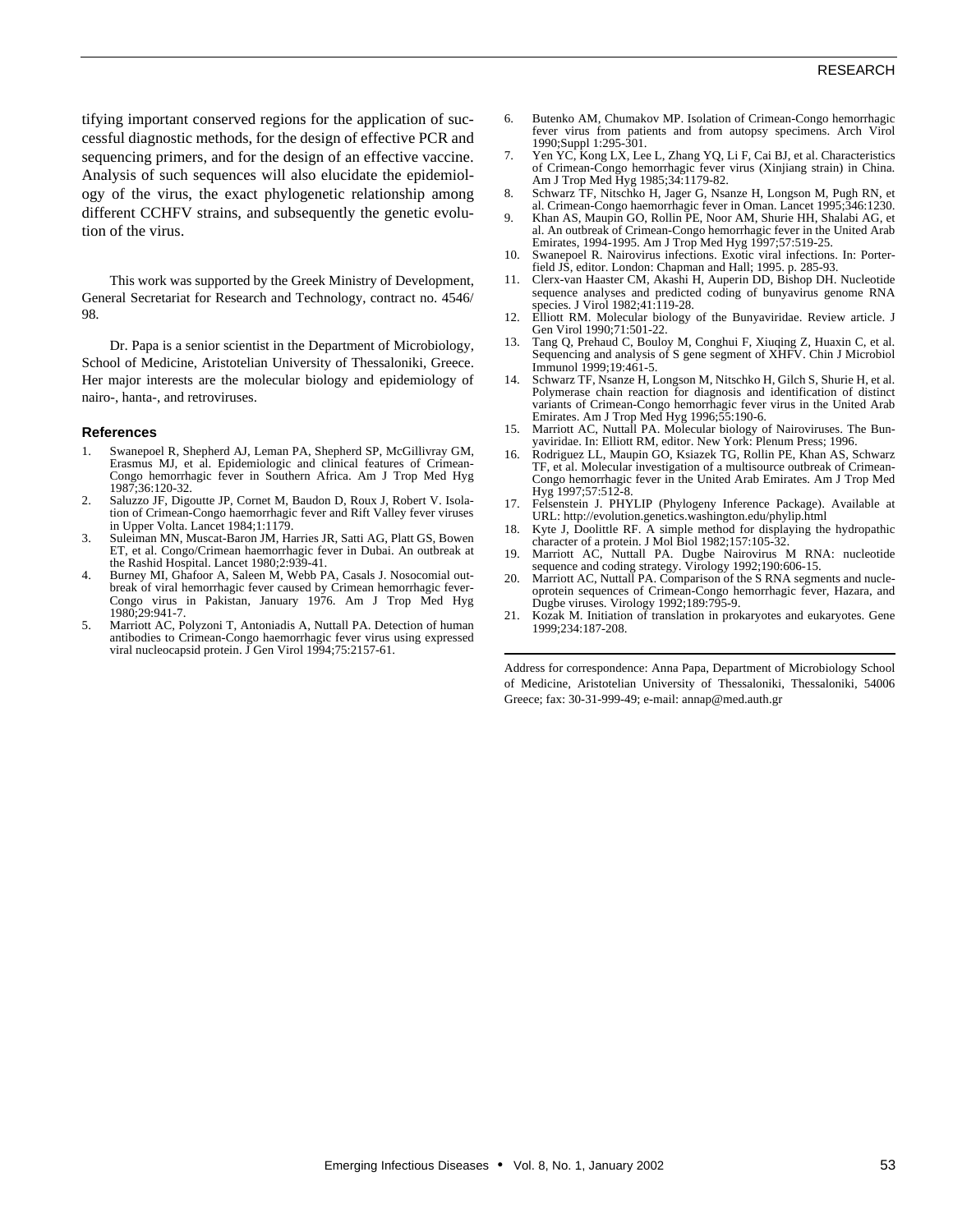tifying important conserved regions for the application of successful diagnostic methods, for the design of effective PCR and sequencing primers, and for the design of an effective vaccine. Analysis of such sequences will also elucidate the epidemiology of the virus, the exact phylogenetic relationship among different CCHFV strains, and subsequently the genetic evolution of the virus.

This work was supported by the Greek Ministry of Development, General Secretariat for Research and Technology, contract no. 4546/98.

Dr. Papa is a senior scientist in the Department of Microbiology, School of Medicine, Aristotelian University of Thessaloniki, Greece. Her major interests are the molecular biology and epidemiology of nairo-, hanta-, and retroviruses.

## References

1. Swanepoel R, Shepherd AJ, Leman PA, Shepherd SP, McGillivray GM, Erasmus MJ, et al. Epidemiologic and clinical features of Crimean-Congo hemorrhagic fever in Southern Africa. Am J Trop Med Hyg 1987;36:120-32.
2. Saluzzo JF, Digoutte JP, Cornet M, Baudon D, Roux J, Robert V. Isolation of Crimean-Congo haemorrhagic fever and Rift Valley fever viruses in Upper Volta. Lancet 1984;1:1179.
3. Suleiman MN, Muscat-Baron JM, Harries JR, Satti AG, Platt GS, Bowen ET, et al. Congo/Crimean haemorrhagic fever in Dubai. An outbreak at the Rashid Hospital. Lancet 1980;2:939-41.
4. Burney MI, Ghafoor A, Saleen M, Webb PA, Casals J. Nosocomial outbreak of viral hemorrhagic fever caused by Crimean hemorrhagic fever-Congo virus in Pakistan, January 1976. Am J Trop Med Hyg 1980;29:941-7.
5. Marriott AC, Polyzoni T, Antoniadis A, Nuttall PA. Detection of human antibodies to Crimean-Congo haemorrhagic fever virus using expressed viral nucleocapsid protein. J Gen Virol 1994;75:2157-61.
6. Butenko AM, Chumakov MP. Isolation of Crimean-Congo hemorrhagic fever virus from patients and from autopsy specimens. Arch Virol 1990;Suppl 1:295-301.
7. Yen YC, Kong LX, Lee L, Zhang YQ, Li F, Cai BJ, et al. Characteristics of Crimean-Congo hemorrhagic fever virus (Xinjiang strain) in China. Am J Trop Med Hyg 1985;34:1179-82.
8. Schwarz TF, Nitschko H, Jager G, Nsanze H, Longson M, Pugh RN, et al. Crimean-Congo haemorrhagic fever in Oman. Lancet 1995;346:1230.
9. Khan AS, Maupin GO, Rollin PE, Noor AM, Shurie HH, Shalabi AG, et al. An outbreak of Crimean-Congo hemorrhagic fever in the United Arab Emirates, 1994-1995. Am J Trop Med Hyg 1997;57:519-25.
10. Swanepoel R. Nairovirus infections. Exotic viral infections. In: Porterfield JS, editor. London: Chapman and Hall; 1995. p. 285-93.
11. Clerx-van Haaster CM, Akashi H, Auperin DD, Bishop DH. Nucleotide sequence analyses and predicted coding of bunyavirus genome RNA species. J Virol 1982;41:119-28.
12. Elliott RM. Molecular biology of the Bunyaviridae. Review article. J Gen Virol 1990;71:501-22.
13. Tang Q, Prehaud C, Bouloy M, Conghui F, Xiuqing Z, Huaxin C, et al. Sequencing and analysis of S gene segment of XHFV. Chin J Microbiol Immunol 1999;19:461-5.
14. Schwarz TF, Nsanze H, Longson M, Nitschko H, Gilch S, Shurie H, et al. Polymerase chain reaction for diagnosis and identification of distinct variants of Crimean-Congo hemorrhagic fever virus in the United Arab Emirates. Am J Trop Med Hyg 1996;55:190-6.
15. Marriott AC, Nuttall PA. Molecular biology of Nairoviruses. The Bunyaviridae. In: Elliott RM, editor. New York: Plenum Press; 1996.
16. Rodriguez LL, Maupin GO, Ksiazek TG, Rollin PE, Khan AS, Schwarz TF, et al. Molecular investigation of a multisource outbreak of Crimean-Congo hemorrhagic fever in the United Arab Emirates. Am J Trop Med Hyg 1997;57:512-8.
17. Felsenstein J. PHYLIP (Phylogeny Inference Package). Available at URL: http://evolution.genetics.washington.edu/phylip.html
18. Kyte J, Doolittle RF. A simple method for displaying the hydropathic character of a protein. J Mol Biol 1982;157:105-32.
19. Marriott AC, Nuttall PA. Dugbe Nairovirus M RNA: nucleotide sequence and coding strategy. Virology 1992;190:606-15.
20. Marriott AC, Nuttall PA. Comparison of the S RNA segments and nucleoprotein sequences of Crimean-Congo hemorrhagic fever, Hazara, and Dugbe viruses. Virology 1992;189:795-9.
21. Kozak M. Initiation of translation in prokaryotes and eukaryotes. Gene 1999;234:187-208.

Address for correspondence: Anna Papa, Department of Microbiology School of Medicine, Aristotelian University of Thessaloniki, Thessaloniki, 54006 Greece; fax: 30-31-999-49; e-mail: annap@med.auth.gr